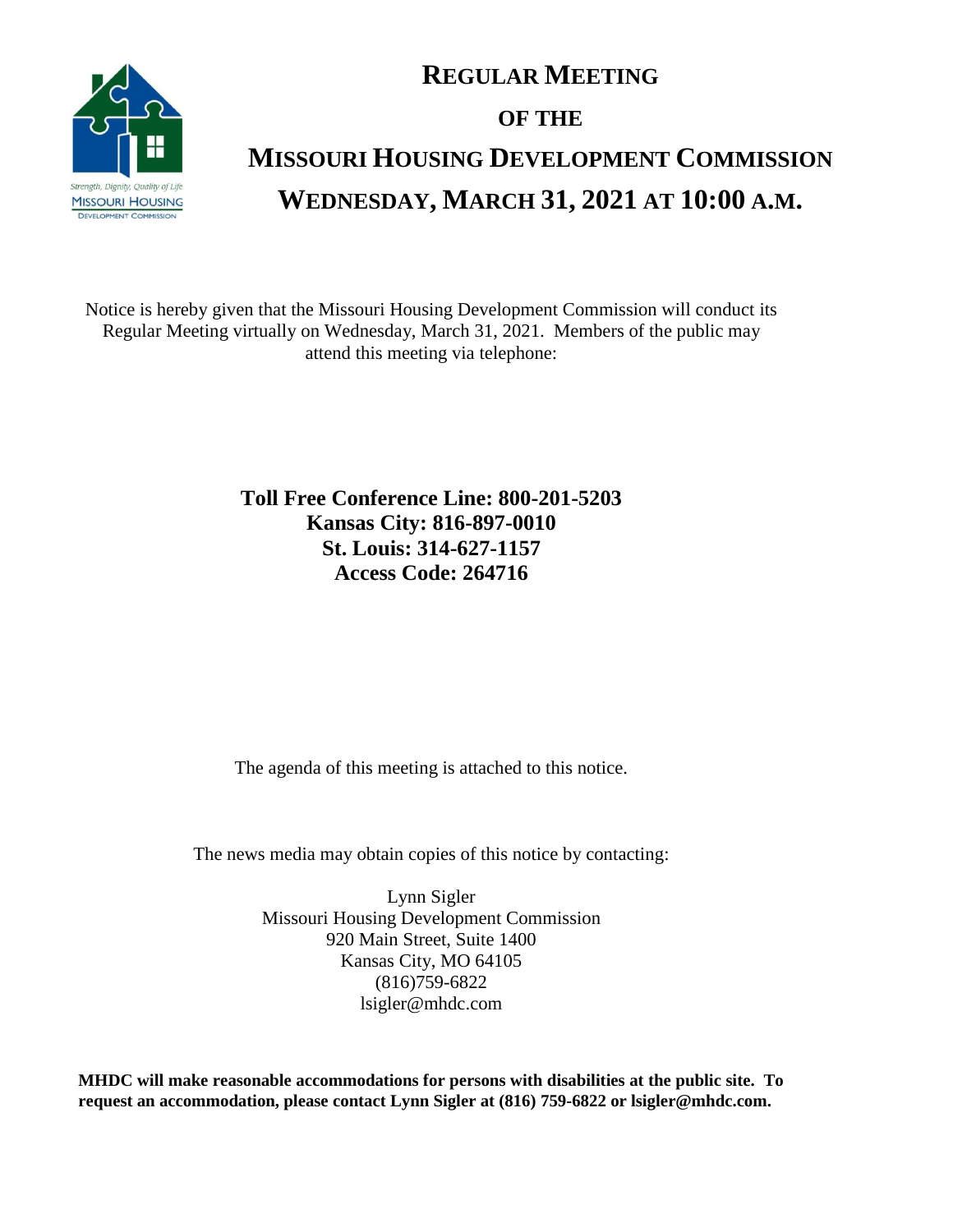# REGULAR MEETING

# OF THE

# MISSOURI HOUSING DEVELOPMENT COMMISSION

# WEDNESDAY, MARCH 31, 2021 AT 10:00 A.M.

Notice is hereby given that the Missouri Housing Development Commission will conduct its Regular Meeting virtually on Wednesday, March 31, 2021. Members of the public may attend this meeting via telephone:

**Toll Free Conference Line: 800-201-5203**
**Kansas City: 816-897-0010**
**St. Louis: 314-627-1157**
**Access Code: 264716**

The agenda of this meeting is attached to this notice.

The news media may obtain copies of this notice by contacting:

Lynn Sigler
Missouri Housing Development Commission
920 Main Street, Suite 1400
Kansas City, MO 64105
(816)759-6822
lsigler@mhdc.com

**MHDC will make reasonable accommodations for persons with disabilities at the public site. To request an accommodation, please contact Lynn Sigler at (816) 759-6822 or lsigler@mhdc.com.**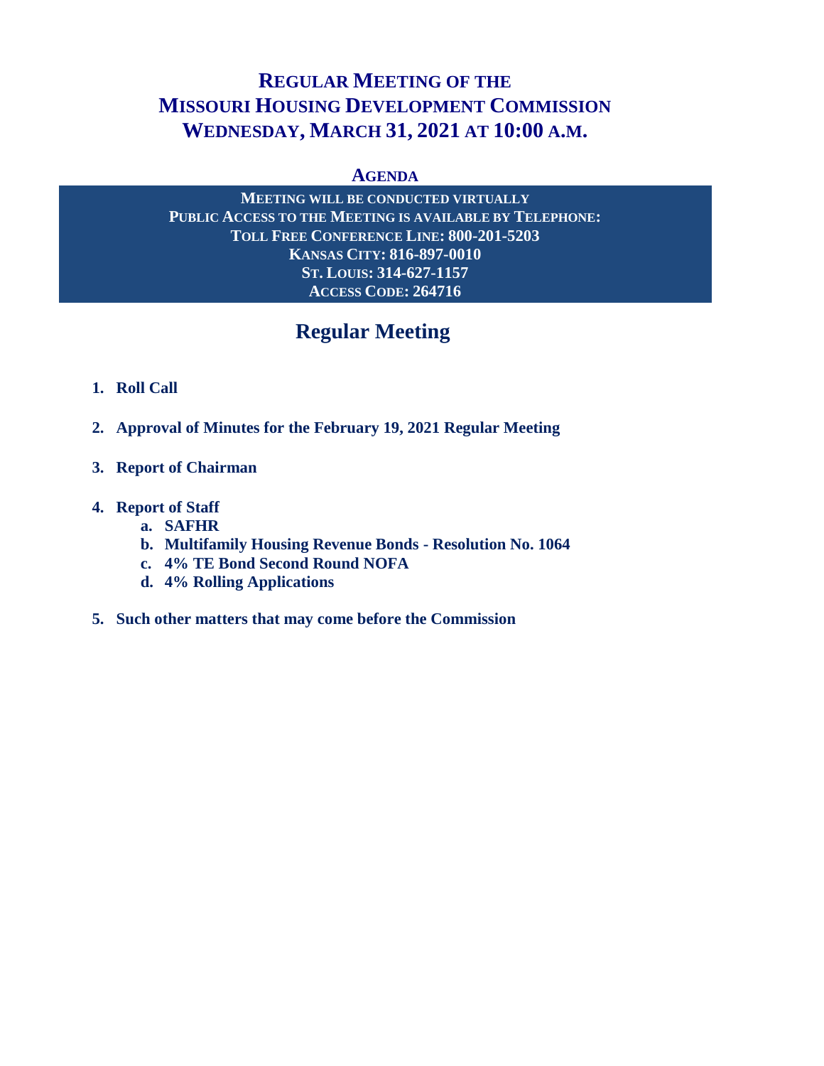# Regular Meeting of the Missouri Housing Development Commission
# Wednesday, March 31, 2021 at 10:00 a.m.

## Agenda

**Meeting will be conducted virtually**
**Public Access to the Meeting is available by Telephone:**
**Toll Free Conference Line: 800-201-5203**
**Kansas City: 816-897-0010**
**St. Louis: 314-627-1157**
**Access Code: 264716**

## Regular Meeting

1. **Roll Call**
2. **Approval of Minutes for the February 19, 2021 Regular Meeting**
3. **Report of Chairman**
4. **Report of Staff**
   a. **SAFHR**
   b. **Multifamily Housing Revenue Bonds - Resolution No. 1064**
   c. **4% TE Bond Second Round NOFA**
   d. **4% Rolling Applications**
5. **Such other matters that may come before the Commission**